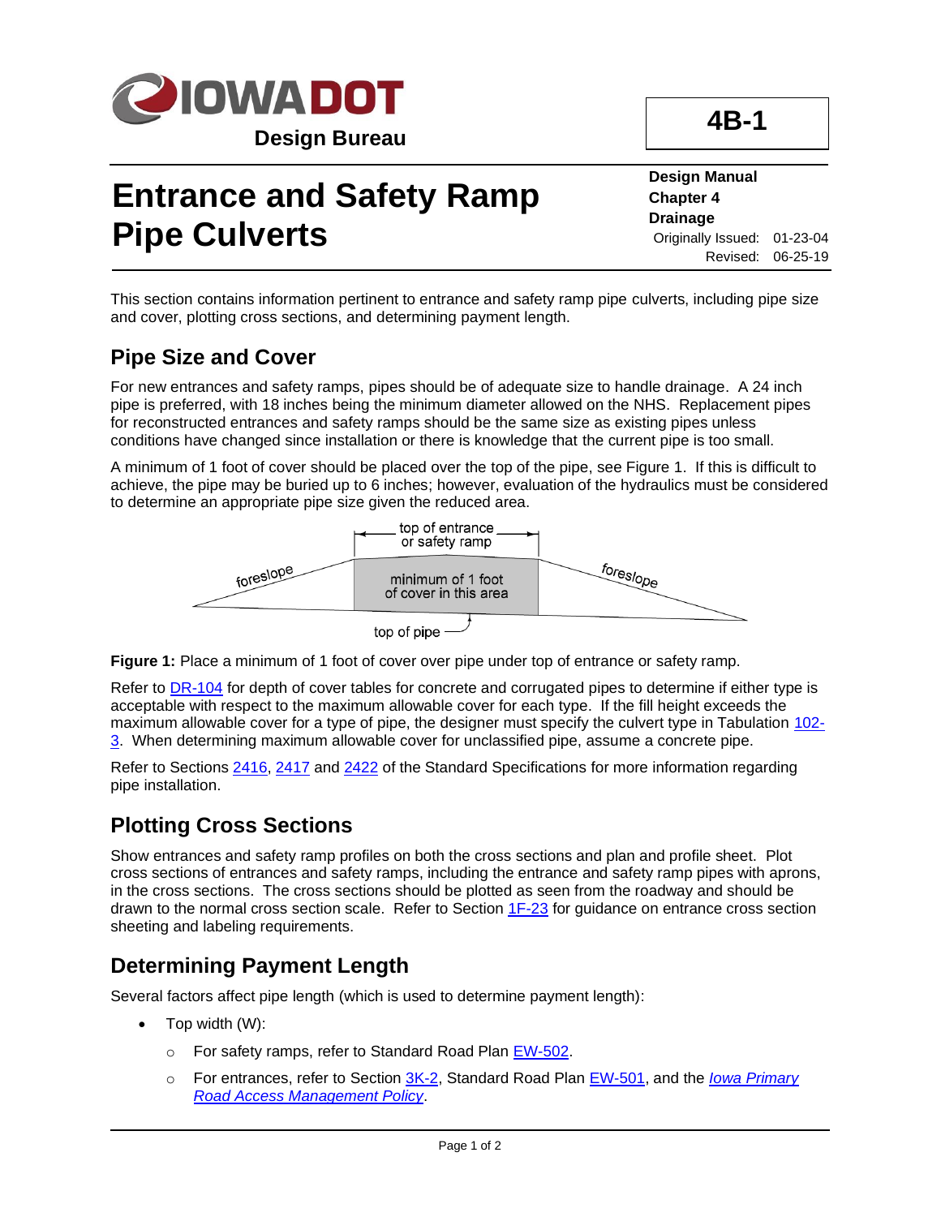# 4B-1

**Design Manual**
**Chapter 4**
**Drainage**
Originally Issued: 01-23-04
Revised: 06-25-19

# Entrance and Safety Ramp Pipe Culverts

This section contains information pertinent to entrance and safety ramp pipe culverts, including pipe size and cover, plotting cross sections, and determining payment length.

## Pipe Size and Cover

For new entrances and safety ramps, pipes should be of adequate size to handle drainage. A 24 inch pipe is preferred, with 18 inches being the minimum diameter allowed on the NHS. Replacement pipes for reconstructed entrances and safety ramps should be the same size as existing pipes unless conditions have changed since installation or there is knowledge that the current pipe is too small.

A minimum of 1 foot of cover should be placed over the top of the pipe, see Figure 1. If this is difficult to achieve, the pipe may be buried up to 6 inches; however, evaluation of the hydraulics must be considered to determine an appropriate pipe size given the reduced area.

**Figure 1:** Place a minimum of 1 foot of cover over pipe under top of entrance or safety ramp.

Refer to DR-104 for depth of cover tables for concrete and corrugated pipes to determine if either type is acceptable with respect to the maximum allowable cover for each type. If the fill height exceeds the maximum allowable cover for a type of pipe, the designer must specify the culvert type in Tabulation 102-3. When determining maximum allowable cover for unclassified pipe, assume a concrete pipe.

Refer to Sections 2416, 2417 and 2422 of the Standard Specifications for more information regarding pipe installation.

## Plotting Cross Sections

Show entrances and safety ramp profiles on both the cross sections and plan and profile sheet. Plot cross sections of entrances and safety ramps, including the entrance and safety ramp pipes with aprons, in the cross sections. The cross sections should be plotted as seen from the roadway and should be drawn to the normal cross section scale. Refer to Section 1F-23 for guidance on entrance cross section sheeting and labeling requirements.

## Determining Payment Length

Several factors affect pipe length (which is used to determine payment length):

- Top width (W):
  - For safety ramps, refer to Standard Road Plan EW-502.
  - For entrances, refer to Section 3K-2, Standard Road Plan EW-501, and the *Iowa Primary Road Access Management Policy*.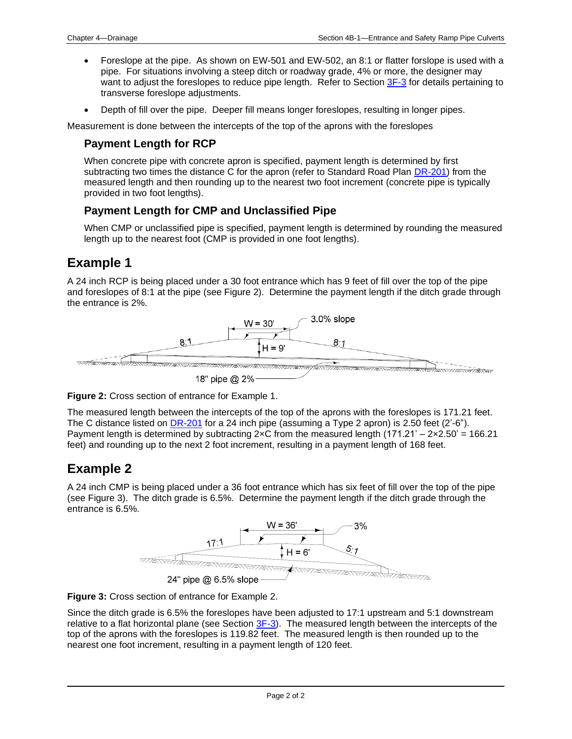- Foreslope at the pipe. As shown on EW-501 and EW-502, an 8:1 or flatter forslope is used with a pipe. For situations involving a steep ditch or roadway grade, 4% or more, the designer may want to adjust the foreslopes to reduce pipe length. Refer to Section 3F-3 for details pertaining to transverse foreslope adjustments.
- Depth of fill over the pipe. Deeper fill means longer foreslopes, resulting in longer pipes.

Measurement is done between the intercepts of the top of the aprons with the foreslopes

### Payment Length for RCP

When concrete pipe with concrete apron is specified, payment length is determined by first subtracting two times the distance C for the apron (refer to Standard Road Plan DR-201) from the measured length and then rounding up to the nearest two foot increment (concrete pipe is typically provided in two foot lengths).

### Payment Length for CMP and Unclassified Pipe

When CMP or unclassified pipe is specified, payment length is determined by rounding the measured length up to the nearest foot (CMP is provided in one foot lengths).

## Example 1

A 24 inch RCP is being placed under a 30 foot entrance which has 9 feet of fill over the top of the pipe and foreslopes of 8:1 at the pipe (see Figure 2). Determine the payment length if the ditch grade through the entrance is 2%.

**Figure 2:** Cross section of entrance for Example 1.

The measured length between the intercepts of the top of the aprons with the foreslopes is 171.21 feet. The C distance listed on DR-201 for a 24 inch pipe (assuming a Type 2 apron) is 2.50 feet (2'-6"). Payment length is determined by subtracting 2×C from the measured length (171.21' – 2×2.50' = 166.21 feet) and rounding up to the next 2 foot increment, resulting in a payment length of 168 feet.

## Example 2

A 24 inch CMP is being placed under a 36 foot entrance which has six feet of fill over the top of the pipe (see Figure 3). The ditch grade is 6.5%. Determine the payment length if the ditch grade through the entrance is 6.5%.

**Figure 3:** Cross section of entrance for Example 2.

Since the ditch grade is 6.5% the foreslopes have been adjusted to 17:1 upstream and 5:1 downstream relative to a flat horizontal plane (see Section 3F-3). The measured length between the intercepts of the top of the aprons with the foreslopes is 119.82 feet. The measured length is then rounded up to the nearest one foot increment, resulting in a payment length of 120 feet.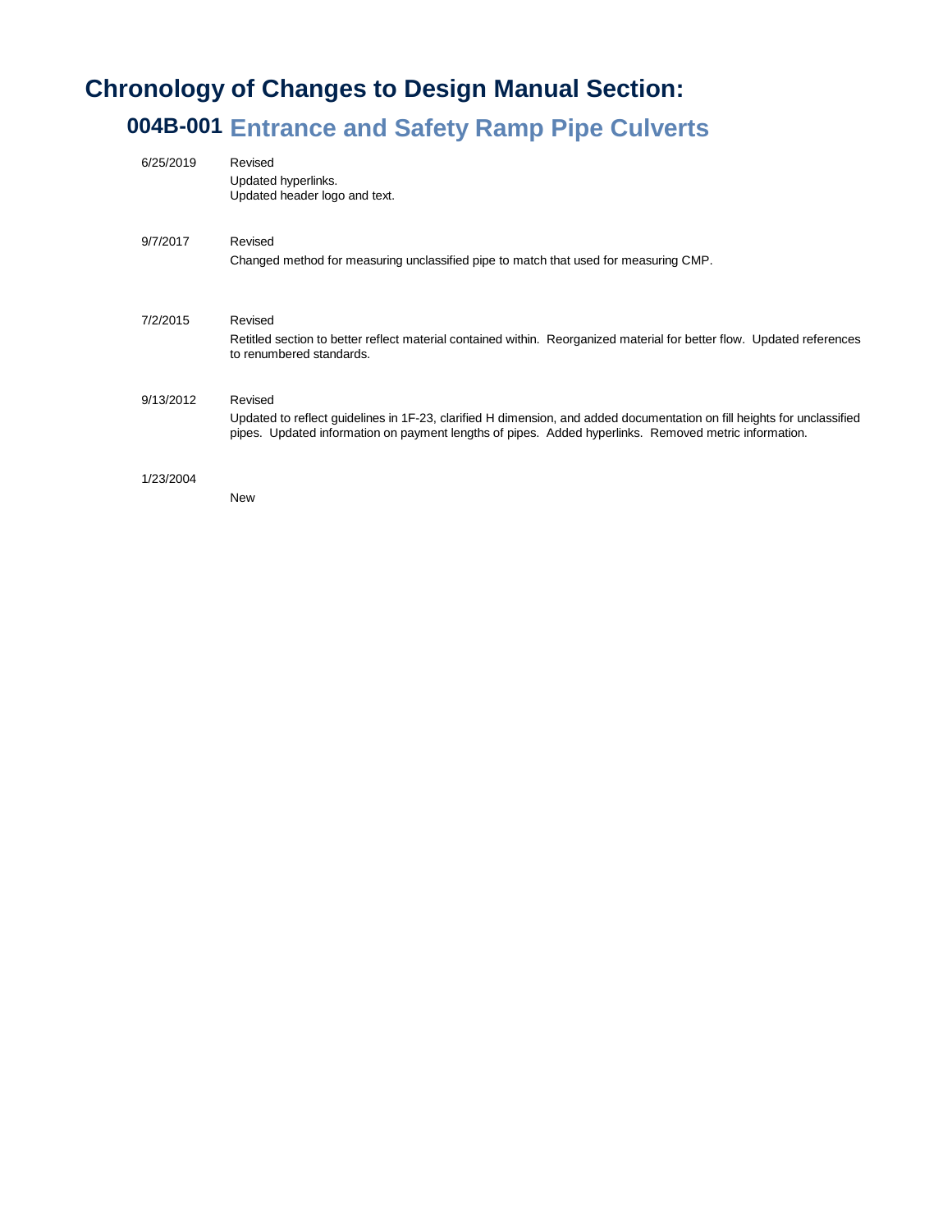# Chronology of Changes to Design Manual Section:

## 004B-001 Entrance and Safety Ramp Pipe Culverts

| | |
|---|---|
| 6/25/2019 | Revised<br>Updated hyperlinks.<br>Updated header logo and text. |
| 9/7/2017 | Revised<br>Changed method for measuring unclassified pipe to match that used for measuring CMP. |
| 7/2/2015 | Revised<br>Retitled section to better reflect material contained within. Reorganized material for better flow. Updated references to renumbered standards. |
| 9/13/2012 | Revised<br>Updated to reflect guidelines in 1F-23, clarified H dimension, and added documentation on fill heights for unclassified pipes. Updated information on payment lengths of pipes. Added hyperlinks. Removed metric information. |
| 1/23/2004 | New |